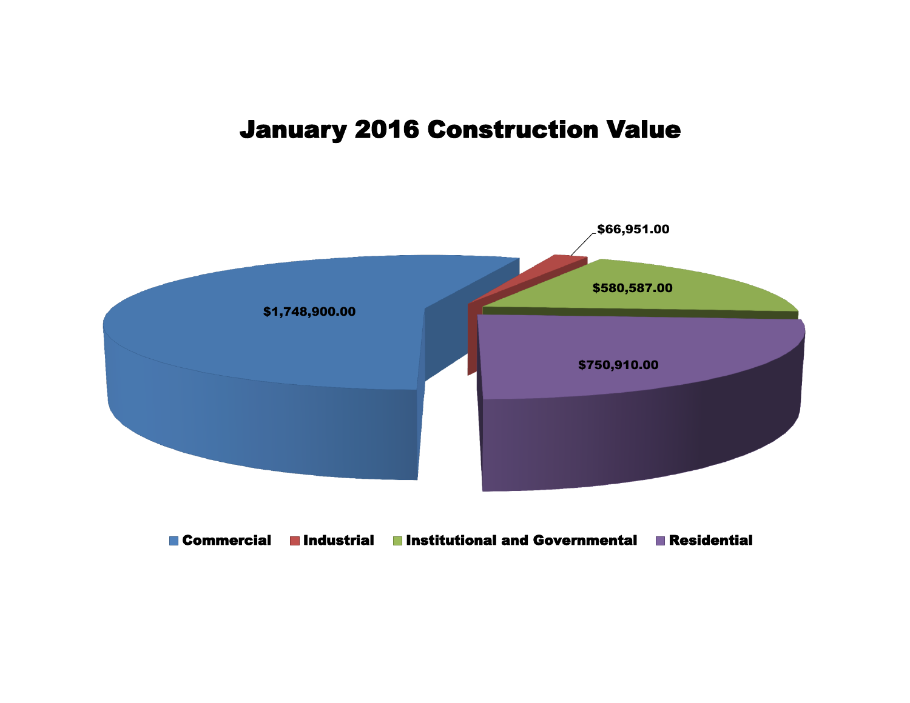# January 2016 Construction Value

| Category | Value |
| --- | --- |
| Commercial | $1,748,900.00 |
| Industrial | $66,951.00 |
| Institutional and Governmental | $580,587.00 |
| Residential | $750,910.00 |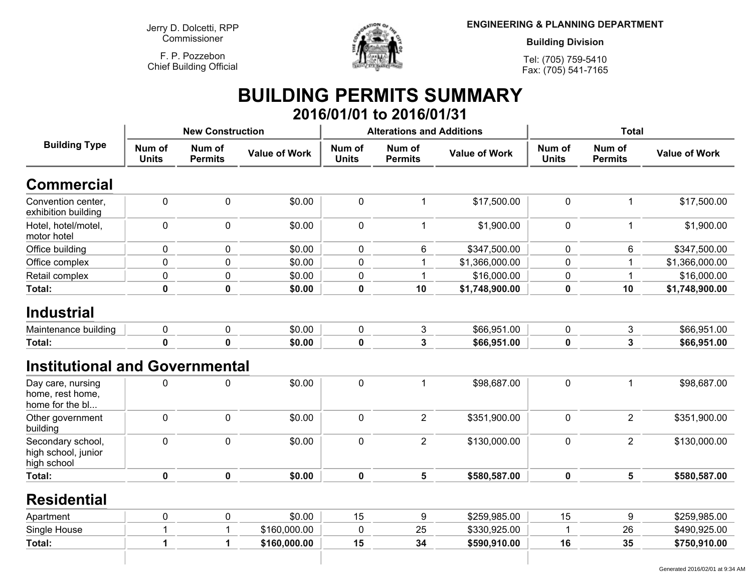Jerry D. Dolcetti, RPP
Commissioner

F. P. Pozzebon
Chief Building Official

**ENGINEERING & PLANNING DEPARTMENT**

**Building Division**

Tel: (705) 759-5410
Fax: (705) 541-7165

# BUILDING PERMITS SUMMARY

## 2016/01/01 to 2016/01/31

| Building Type | New Construction | | | Alterations and Additions | | | Total | | |
|---|---|---|---|---|---|---|---|---|---|
| | Num of Units | Num of Permits | Value of Work | Num of Units | Num of Permits | Value of Work | Num of Units | Num of Permits | Value of Work |
| **Commercial** | | | | | | | | | |
| Convention center, exhibition building | 0 | 0 | $0.00 | 0 | 1 | $17,500.00 | 0 | 1 | $17,500.00 |
| Hotel, hotel/motel, motor hotel | 0 | 0 | $0.00 | 0 | 1 | $1,900.00 | 0 | 1 | $1,900.00 |
| Office building | 0 | 0 | $0.00 | 0 | 6 | $347,500.00 | 0 | 6 | $347,500.00 |
| Office complex | 0 | 0 | $0.00 | 0 | 1 | $1,366,000.00 | 0 | 1 | $1,366,000.00 |
| Retail complex | 0 | 0 | $0.00 | 0 | 1 | $16,000.00 | 0 | 1 | $16,000.00 |
| **Total:** | **0** | **0** | **$0.00** | **0** | **10** | **$1,748,900.00** | **0** | **10** | **$1,748,900.00** |
| **Industrial** | | | | | | | | | |
| Maintenance building | 0 | 0 | $0.00 | 0 | 3 | $66,951.00 | 0 | 3 | $66,951.00 |
| **Total:** | **0** | **0** | **$0.00** | **0** | **3** | **$66,951.00** | **0** | **3** | **$66,951.00** |
| **Institutional and Governmental** | | | | | | | | | |
| Day care, nursing home, rest home, home for the bl... | 0 | 0 | $0.00 | 0 | 1 | $98,687.00 | 0 | 1 | $98,687.00 |
| Other government building | 0 | 0 | $0.00 | 0 | 2 | $351,900.00 | 0 | 2 | $351,900.00 |
| Secondary school, high school, junior high school | 0 | 0 | $0.00 | 0 | 2 | $130,000.00 | 0 | 2 | $130,000.00 |
| **Total:** | **0** | **0** | **$0.00** | **0** | **5** | **$580,587.00** | **0** | **5** | **$580,587.00** |
| **Residential** | | | | | | | | | |
| Apartment | 0 | 0 | $0.00 | 15 | 9 | $259,985.00 | 15 | 9 | $259,985.00 |
| Single House | 1 | 1 | $160,000.00 | 0 | 25 | $330,925.00 | 1 | 26 | $490,925.00 |
| **Total:** | **1** | **1** | **$160,000.00** | **15** | **34** | **$590,910.00** | **16** | **35** | **$750,910.00** |

Generated 2016/02/01 at 9:34 AM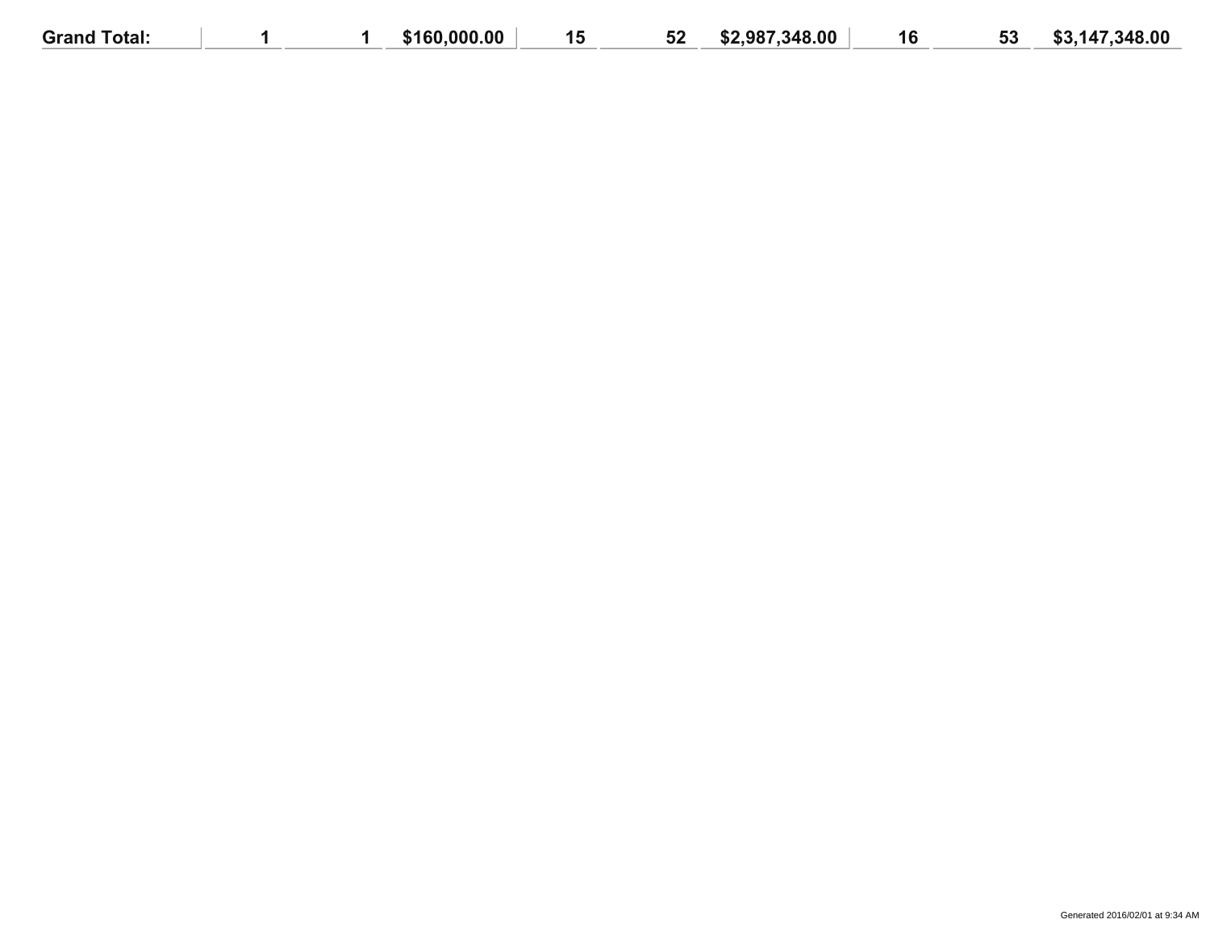| Grand Total: | 1 | 1 | $160,000.00 | 15 | 52 | $2,987,348.00 | 16 | 53 | $3,147,348.00 |
|---|---|---|---|---|---|---|---|---|---|

Generated 2016/02/01 at 9:34 AM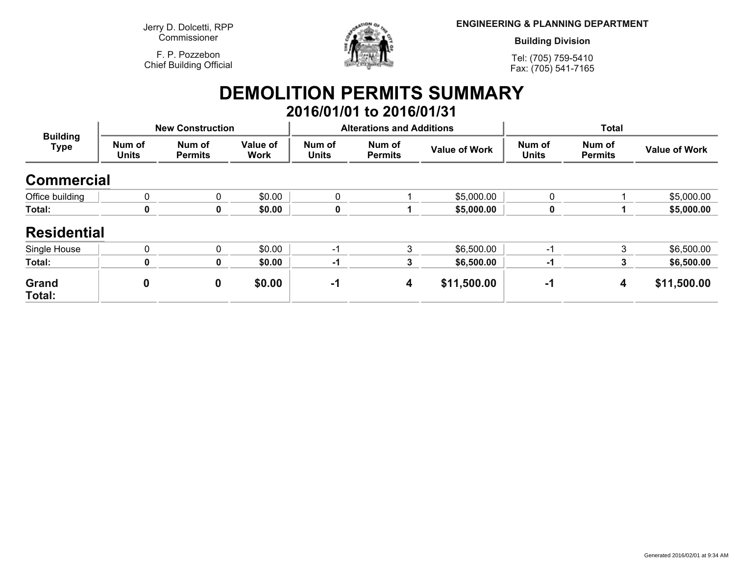Jerry D. Dolcetti, RPP
Commissioner

F. P. Pozzebon
Chief Building Official

**ENGINEERING & PLANNING DEPARTMENT**

**Building Division**

Tel: (705) 759-5410
Fax: (705) 541-7165

# DEMOLITION PERMITS SUMMARY

## 2016/01/01 to 2016/01/31

| Building Type | New Construction | | | Alterations and Additions | | | Total | | |
|---|---|---|---|---|---|---|---|---|---|
| | Num of Units | Num of Permits | Value of Work | Num of Units | Num of Permits | Value of Work | Num of Units | Num of Permits | Value of Work |
| **Commercial** | | | | | | | | | |
| Office building | 0 | 0 | $0.00 | 0 | 1 | $5,000.00 | 0 | 1 | $5,000.00 |
| **Total:** | **0** | **0** | **$0.00** | **0** | **1** | **$5,000.00** | **0** | **1** | **$5,000.00** |
| **Residential** | | | | | | | | | |
| Single House | 0 | 0 | $0.00 | -1 | 3 | $6,500.00 | -1 | 3 | $6,500.00 |
| **Total:** | **0** | **0** | **$0.00** | **-1** | **3** | **$6,500.00** | **-1** | **3** | **$6,500.00** |
| **Grand Total:** | **0** | **0** | **$0.00** | **-1** | **4** | **$11,500.00** | **-1** | **4** | **$11,500.00** |

Generated 2016/02/01 at 9:34 AM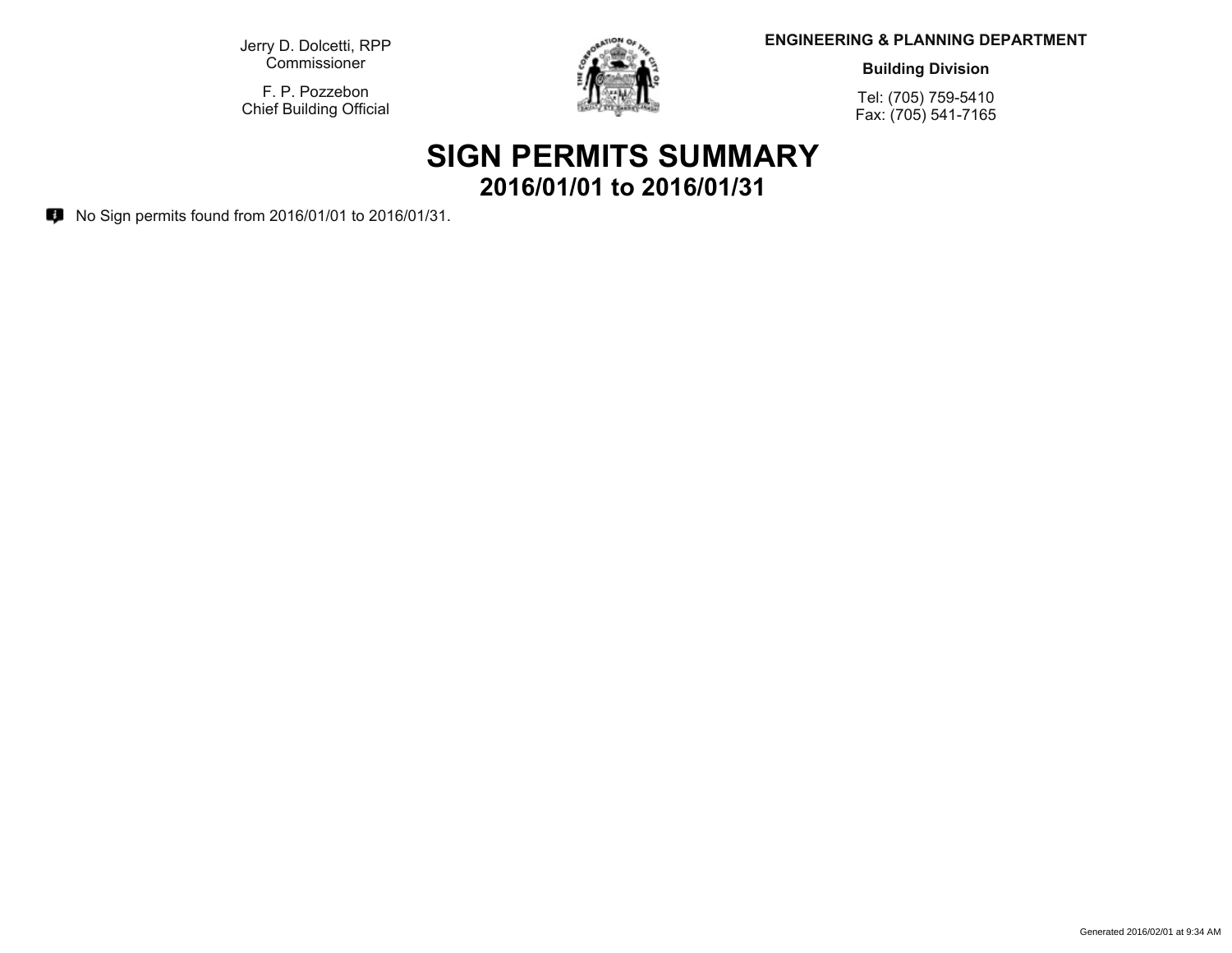Jerry D. Dolcetti, RPP
Commissioner

F. P. Pozzebon
Chief Building Official

**ENGINEERING & PLANNING DEPARTMENT**

**Building Division**

Tel: (705) 759-5410
Fax: (705) 541-7165

# SIGN PERMITS SUMMARY

## 2016/01/01 to 2016/01/31

No Sign permits found from 2016/01/01 to 2016/01/31.

Generated 2016/02/01 at 9:34 AM